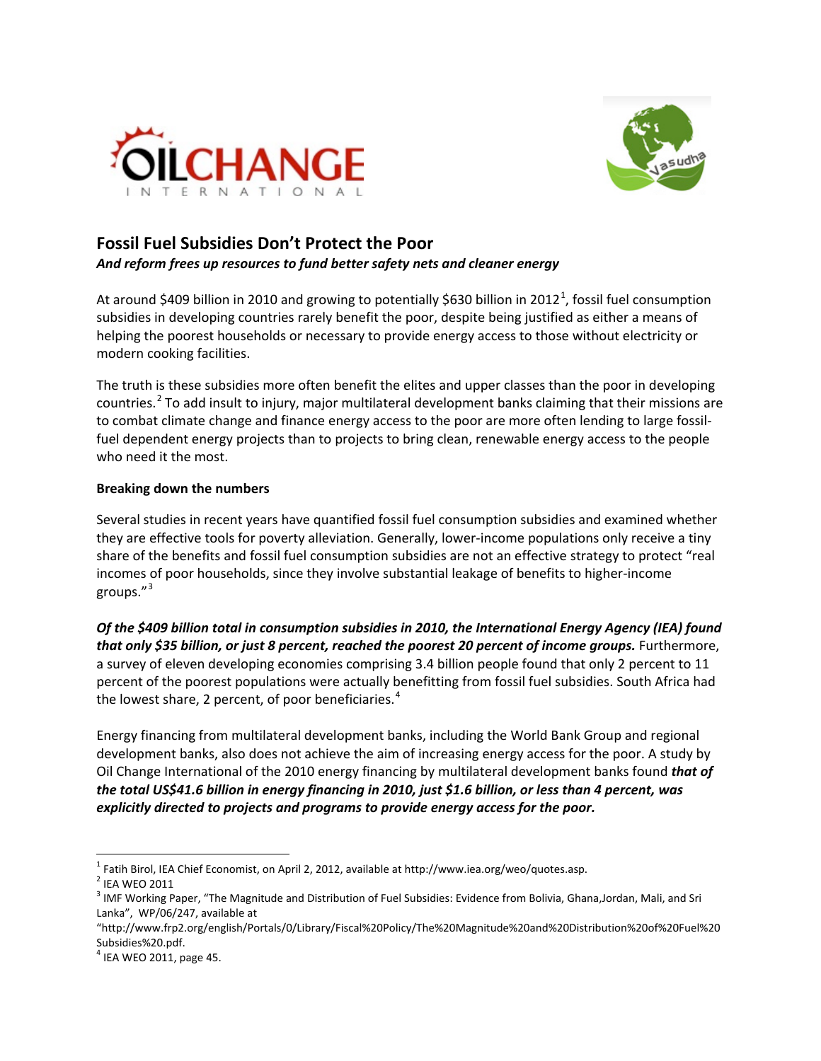# Fossil Fuel Subsidies Don't Protect the Poor

***And reform frees up resources to fund better safety nets and cleaner energy***

At around $409 billion in 2010 and growing to potentially $630 billion in 2012[1], fossil fuel consumption subsidies in developing countries rarely benefit the poor, despite being justified as either a means of helping the poorest households or necessary to provide energy access to those without electricity or modern cooking facilities.

The truth is these subsidies more often benefit the elites and upper classes than the poor in developing countries.[2] To add insult to injury, major multilateral development banks claiming that their missions are to combat climate change and finance energy access to the poor are more often lending to large fossil-fuel dependent energy projects than to projects to bring clean, renewable energy access to the people who need it the most.

**Breaking down the numbers**

Several studies in recent years have quantified fossil fuel consumption subsidies and examined whether they are effective tools for poverty alleviation. Generally, lower-income populations only receive a tiny share of the benefits and fossil fuel consumption subsidies are not an effective strategy to protect "real incomes of poor households, since they involve substantial leakage of benefits to higher-income groups."[3]

***Of the $409 billion total in consumption subsidies in 2010, the International Energy Agency (IEA) found that only $35 billion, or just 8 percent, reached the poorest 20 percent of income groups.*** Furthermore, a survey of eleven developing economies comprising 3.4 billion people found that only 2 percent to 11 percent of the poorest populations were actually benefitting from fossil fuel subsidies. South Africa had the lowest share, 2 percent, of poor beneficiaries.[4]

Energy financing from multilateral development banks, including the World Bank Group and regional development banks, also does not achieve the aim of increasing energy access for the poor. A study by Oil Change International of the 2010 energy financing by multilateral development banks found ***that of the total US$41.6 billion in energy financing in 2010, just $1.6 billion, or less than 4 percent, was explicitly directed to projects and programs to provide energy access for the poor.***

---

[1] Fatih Birol, IEA Chief Economist, on April 2, 2012, available at http://www.iea.org/weo/quotes.asp.

[2] IEA WEO 2011

[3] IMF Working Paper, "The Magnitude and Distribution of Fuel Subsidies: Evidence from Bolivia, Ghana,Jordan, Mali, and Sri Lanka", WP/06/247, available at "http://www.frp2.org/english/Portals/0/Library/Fiscal%20Policy/The%20Magnitude%20and%20Distribution%20of%20Fuel%20Subsidies%20.pdf.

[4] IEA WEO 2011, page 45.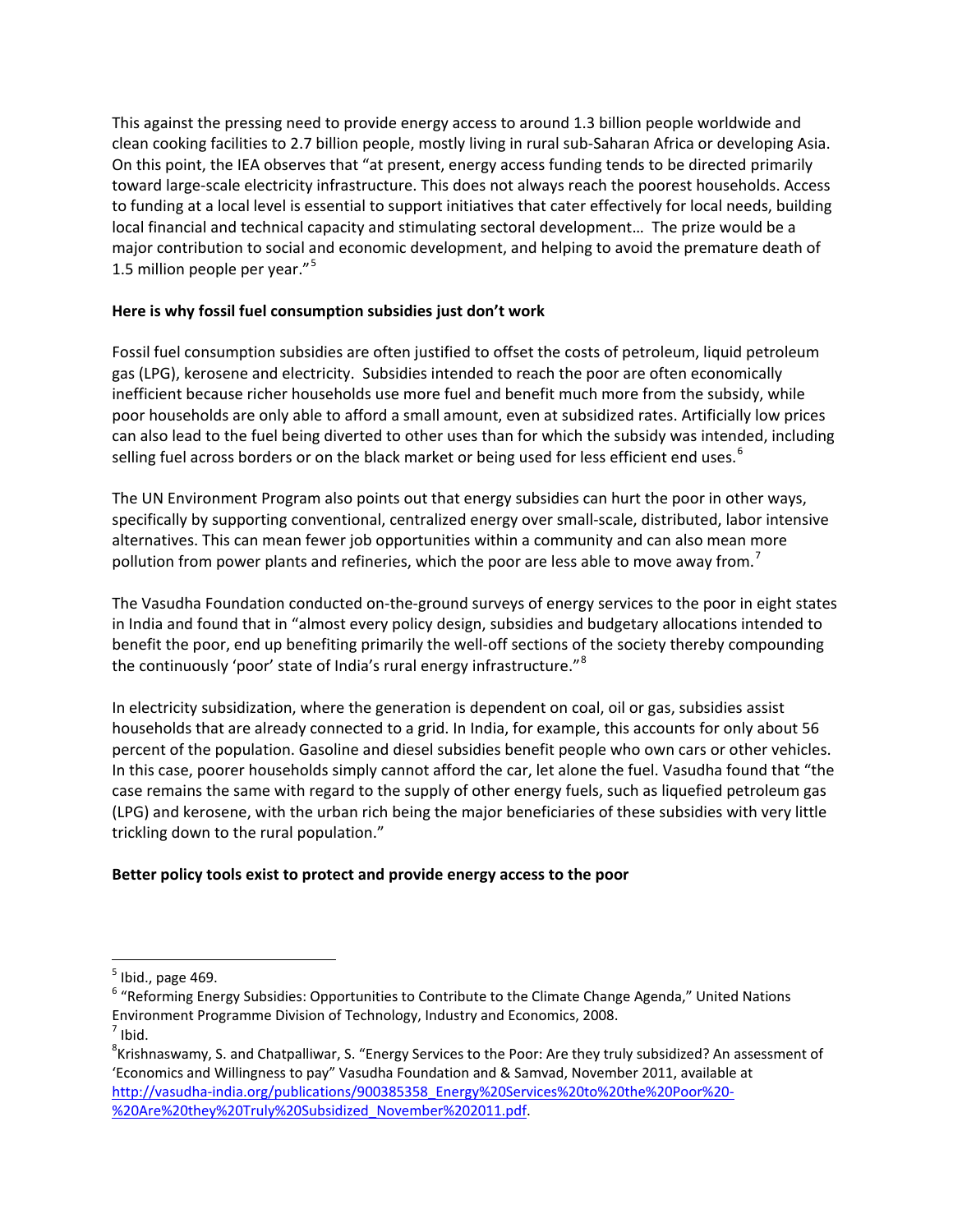This against the pressing need to provide energy access to around 1.3 billion people worldwide and clean cooking facilities to 2.7 billion people, mostly living in rural sub-Saharan Africa or developing Asia. On this point, the IEA observes that "at present, energy access funding tends to be directed primarily toward large-scale electricity infrastructure. This does not always reach the poorest households. Access to funding at a local level is essential to support initiatives that cater effectively for local needs, building local financial and technical capacity and stimulating sectoral development… The prize would be a major contribution to social and economic development, and helping to avoid the premature death of 1.5 million people per year."[5]

**Here is why fossil fuel consumption subsidies just don't work**

Fossil fuel consumption subsidies are often justified to offset the costs of petroleum, liquid petroleum gas (LPG), kerosene and electricity. Subsidies intended to reach the poor are often economically inefficient because richer households use more fuel and benefit much more from the subsidy, while poor households are only able to afford a small amount, even at subsidized rates. Artificially low prices can also lead to the fuel being diverted to other uses than for which the subsidy was intended, including selling fuel across borders or on the black market or being used for less efficient end uses.[6]

The UN Environment Program also points out that energy subsidies can hurt the poor in other ways, specifically by supporting conventional, centralized energy over small-scale, distributed, labor intensive alternatives. This can mean fewer job opportunities within a community and can also mean more pollution from power plants and refineries, which the poor are less able to move away from.[7]

The Vasudha Foundation conducted on-the-ground surveys of energy services to the poor in eight states in India and found that in "almost every policy design, subsidies and budgetary allocations intended to benefit the poor, end up benefiting primarily the well-off sections of the society thereby compounding the continuously 'poor' state of India's rural energy infrastructure."[8]

In electricity subsidization, where the generation is dependent on coal, oil or gas, subsidies assist households that are already connected to a grid. In India, for example, this accounts for only about 56 percent of the population. Gasoline and diesel subsidies benefit people who own cars or other vehicles. In this case, poorer households simply cannot afford the car, let alone the fuel. Vasudha found that "the case remains the same with regard to the supply of other energy fuels, such as liquefied petroleum gas (LPG) and kerosene, with the urban rich being the major beneficiaries of these subsidies with very little trickling down to the rural population."

**Better policy tools exist to protect and provide energy access to the poor**

---

[5] Ibid., page 469.

[6] "Reforming Energy Subsidies: Opportunities to Contribute to the Climate Change Agenda," United Nations Environment Programme Division of Technology, Industry and Economics, 2008.

[7] Ibid.

[8] Krishnaswamy, S. and Chatpalliwar, S. "Energy Services to the Poor: Are they truly subsidized? An assessment of 'Economics and Willingness to pay" Vasudha Foundation and & Samvad, November 2011, available at http://vasudha-india.org/publications/900385358_Energy%20Services%20to%20the%20Poor%20-%20Are%20they%20Truly%20Subsidized_November%202011.pdf.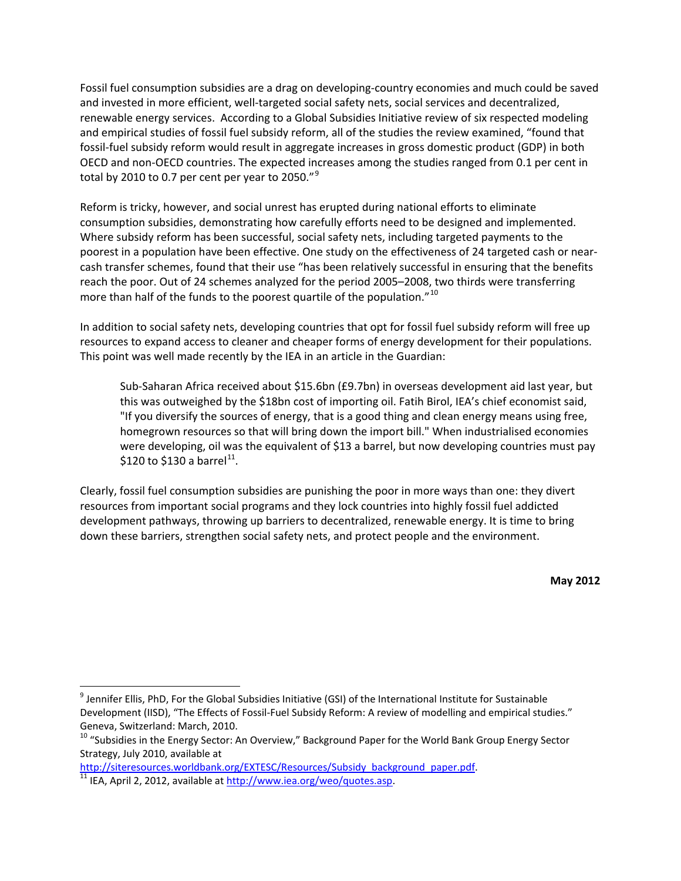Fossil fuel consumption subsidies are a drag on developing-country economies and much could be saved and invested in more efficient, well-targeted social safety nets, social services and decentralized, renewable energy services. According to a Global Subsidies Initiative review of six respected modeling and empirical studies of fossil fuel subsidy reform, all of the studies the review examined, "found that fossil-fuel subsidy reform would result in aggregate increases in gross domestic product (GDP) in both OECD and non-OECD countries. The expected increases among the studies ranged from 0.1 per cent in total by 2010 to 0.7 per cent per year to 2050."[9]

Reform is tricky, however, and social unrest has erupted during national efforts to eliminate consumption subsidies, demonstrating how carefully efforts need to be designed and implemented. Where subsidy reform has been successful, social safety nets, including targeted payments to the poorest in a population have been effective. One study on the effectiveness of 24 targeted cash or near-cash transfer schemes, found that their use "has been relatively successful in ensuring that the benefits reach the poor. Out of 24 schemes analyzed for the period 2005–2008, two thirds were transferring more than half of the funds to the poorest quartile of the population."[10]

In addition to social safety nets, developing countries that opt for fossil fuel subsidy reform will free up resources to expand access to cleaner and cheaper forms of energy development for their populations. This point was well made recently by the IEA in an article in the Guardian:

> Sub-Saharan Africa received about $15.6bn (£9.7bn) in overseas development aid last year, but this was outweighed by the $18bn cost of importing oil. Fatih Birol, IEA's chief economist said, "If you diversify the sources of energy, that is a good thing and clean energy means using free, homegrown resources so that will bring down the import bill." When industrialised economies were developing, oil was the equivalent of $13 a barrel, but now developing countries must pay $120 to $130 a barrel[11].

Clearly, fossil fuel consumption subsidies are punishing the poor in more ways than one: they divert resources from important social programs and they lock countries into highly fossil fuel addicted development pathways, throwing up barriers to decentralized, renewable energy. It is time to bring down these barriers, strengthen social safety nets, and protect people and the environment.

**May 2012**

---

[9] Jennifer Ellis, PhD, For the Global Subsidies Initiative (GSI) of the International Institute for Sustainable Development (IISD), "The Effects of Fossil-Fuel Subsidy Reform: A review of modelling and empirical studies." Geneva, Switzerland: March, 2010.

[10] "Subsidies in the Energy Sector: An Overview," Background Paper for the World Bank Group Energy Sector Strategy, July 2010, available at http://siteresources.worldbank.org/EXTESC/Resources/Subsidy_background_paper.pdf.

[11] IEA, April 2, 2012, available at http://www.iea.org/weo/quotes.asp.